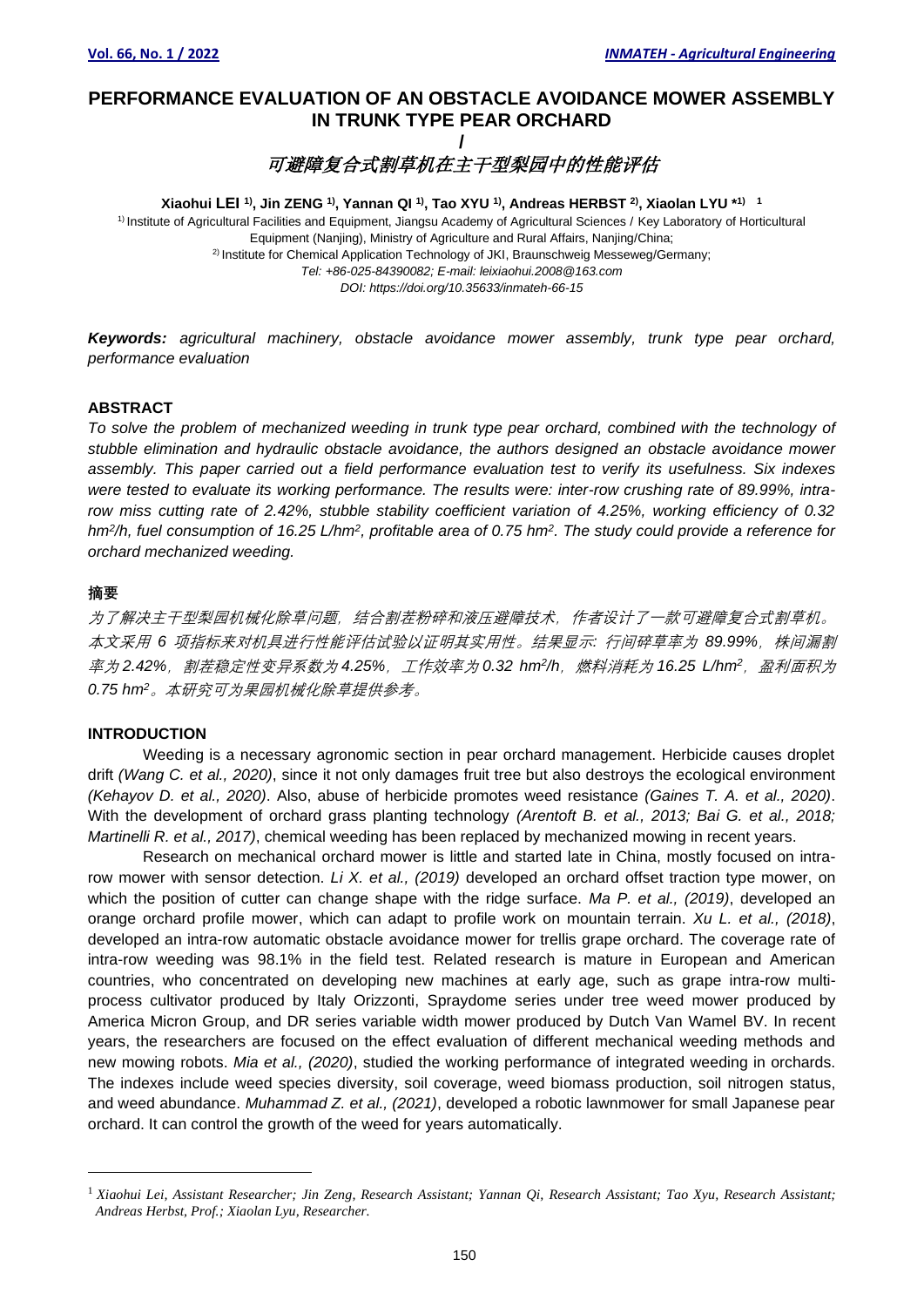# PERFORMANCE EVALUATION OF AN OBSTACLE AVOIDANCE MOWER ASSEMBLY IN TRUNK TYPE PEAR ORCHARD

/

## *可避障复合式割草机在主干型梨园中的性能评估*

**Xiaohui LEI [1)], Jin ZENG [1)], Yannan QI [1)], Tao XYU [1)], Andreas HERBST [2)], Xiaolan LYU *[1)] [1]**

[1)] Institute of Agricultural Facilities and Equipment, Jiangsu Academy of Agricultural Sciences / Key Laboratory of Horticultural Equipment (Nanjing), Ministry of Agriculture and Rural Affairs, Nanjing/China;

[2)] Institute for Chemical Application Technology of JKI, Braunschweig Messeweg/Germany;

*Tel: +86-025-84390082; E-mail: leixiaohui.2008@163.com*

*DOI: https://doi.org/10.35633/inmateh-66-15*

***Keywords:*** *agricultural machinery, obstacle avoidance mower assembly, trunk type pear orchard, performance evaluation*

## ABSTRACT

*To solve the problem of mechanized weeding in trunk type pear orchard, combined with the technology of stubble elimination and hydraulic obstacle avoidance, the authors designed an obstacle avoidance mower assembly. This paper carried out a field performance evaluation test to verify its usefulness. Six indexes were tested to evaluate its working performance. The results were: inter-row crushing rate of 89.99%, intra-row miss cutting rate of 2.42%, stubble stability coefficient variation of 4.25%, working efficiency of 0.32 hm²/h, fuel consumption of 16.25 L/hm², profitable area of 0.75 hm². The study could provide a reference for orchard mechanized weeding.*

## 摘要

*为了解决主干型梨园机械化除草问题，结合割茬粉碎和液压避障技术，作者设计了一款可避障复合式割草机。本文采用 6 项指标来对机具进行性能评估试验以证明其实用性。结果显示: 行间碎草率为 89.99%，株间漏割率为 2.42%，割茬稳定性变异系数为 4.25%，工作效率为 0.32 hm²/h，燃料消耗为 16.25 L/hm²，盈利面积为 0.75 hm²。本研究可为果园机械化除草提供参考。*

## INTRODUCTION

Weeding is a necessary agronomic section in pear orchard management. Herbicide causes droplet drift *(Wang C. et al., 2020)*, since it not only damages fruit tree but also destroys the ecological environment *(Kehayov D. et al., 2020)*. Also, abuse of herbicide promotes weed resistance *(Gaines T. A. et al., 2020)*. With the development of orchard grass planting technology *(Arentoft B. et al., 2013; Bai G. et al., 2018; Martinelli R. et al., 2017)*, chemical weeding has been replaced by mechanized mowing in recent years.

Research on mechanical orchard mower is little and started late in China, mostly focused on intra-row mower with sensor detection. *Li X. et al., (2019)* developed an orchard offset traction type mower, on which the position of cutter can change shape with the ridge surface. *Ma P. et al., (2019)*, developed an orange orchard profile mower, which can adapt to profile work on mountain terrain. *Xu L. et al., (2018)*, developed an intra-row automatic obstacle avoidance mower for trellis grape orchard. The coverage rate of intra-row weeding was 98.1% in the field test. Related research is mature in European and American countries, who concentrated on developing new machines at early age, such as grape intra-row multi-process cultivator produced by Italy Orizzonti, Spraydome series under tree weed mower produced by America Micron Group, and DR series variable width mower produced by Dutch Van Wamel BV. In recent years, the researchers are focused on the effect evaluation of different mechanical weeding methods and new mowing robots. *Mia et al., (2020)*, studied the working performance of integrated weeding in orchards. The indexes include weed species diversity, soil coverage, weed biomass production, soil nitrogen status, and weed abundance. *Muhammad Z. et al., (2021)*, developed a robotic lawnmower for small Japanese pear orchard. It can control the growth of the weed for years automatically.

---

[1] *Xiaohui Lei, Assistant Researcher; Jin Zeng, Research Assistant; Yannan Qi, Research Assistant; Tao Xyu, Research Assistant; Andreas Herbst, Prof.; Xiaolan Lyu, Researcher.*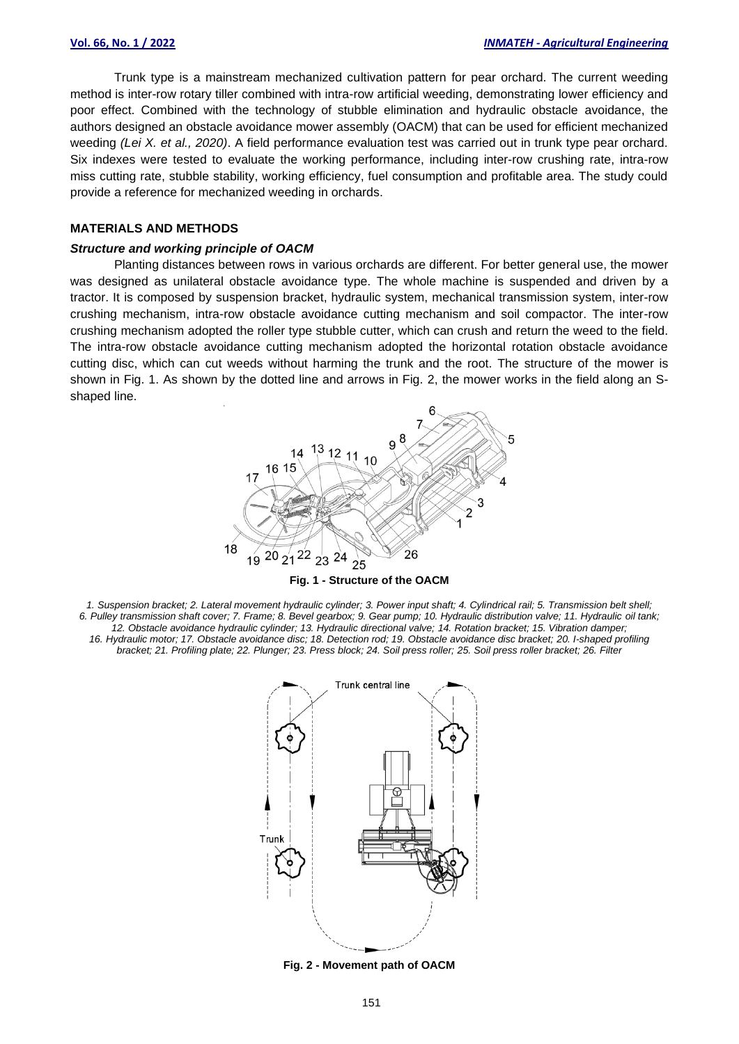Trunk type is a mainstream mechanized cultivation pattern for pear orchard. The current weeding method is inter-row rotary tiller combined with intra-row artificial weeding, demonstrating lower efficiency and poor effect. Combined with the technology of stubble elimination and hydraulic obstacle avoidance, the authors designed an obstacle avoidance mower assembly (OACM) that can be used for efficient mechanized weeding *(Lei X. et al., 2020)*. A field performance evaluation test was carried out in trunk type pear orchard. Six indexes were tested to evaluate the working performance, including inter-row crushing rate, intra-row miss cutting rate, stubble stability, working efficiency, fuel consumption and profitable area. The study could provide a reference for mechanized weeding in orchards.

## MATERIALS AND METHODS

### *Structure and working principle of OACM*

Planting distances between rows in various orchards are different. For better general use, the mower was designed as unilateral obstacle avoidance type. The whole machine is suspended and driven by a tractor. It is composed by suspension bracket, hydraulic system, mechanical transmission system, inter-row crushing mechanism, intra-row obstacle avoidance cutting mechanism and soil compactor. The inter-row crushing mechanism adopted the roller type stubble cutter, which can crush and return the weed to the field. The intra-row obstacle avoidance cutting mechanism adopted the horizontal rotation obstacle avoidance cutting disc, which can cut weeds without harming the trunk and the root. The structure of the mower is shown in Fig. 1. As shown by the dotted line and arrows in Fig. 2, the mower works in the field along an S-shaped line.

**Fig. 1 - Structure of the OACM**

*1. Suspension bracket; 2. Lateral movement hydraulic cylinder; 3. Power input shaft; 4. Cylindrical rail; 5. Transmission belt shell; 6. Pulley transmission shaft cover; 7. Frame; 8. Bevel gearbox; 9. Gear pump; 10. Hydraulic distribution valve; 11. Hydraulic oil tank; 12. Obstacle avoidance hydraulic cylinder; 13. Hydraulic directional valve; 14. Rotation bracket; 15. Vibration damper; 16. Hydraulic motor; 17. Obstacle avoidance disc; 18. Detection rod; 19. Obstacle avoidance disc bracket; 20. I-shaped profiling bracket; 21. Profiling plate; 22. Plunger; 23. Press block; 24. Soil press roller; 25. Soil press roller bracket; 26. Filter*

**Fig. 2 - Movement path of OACM**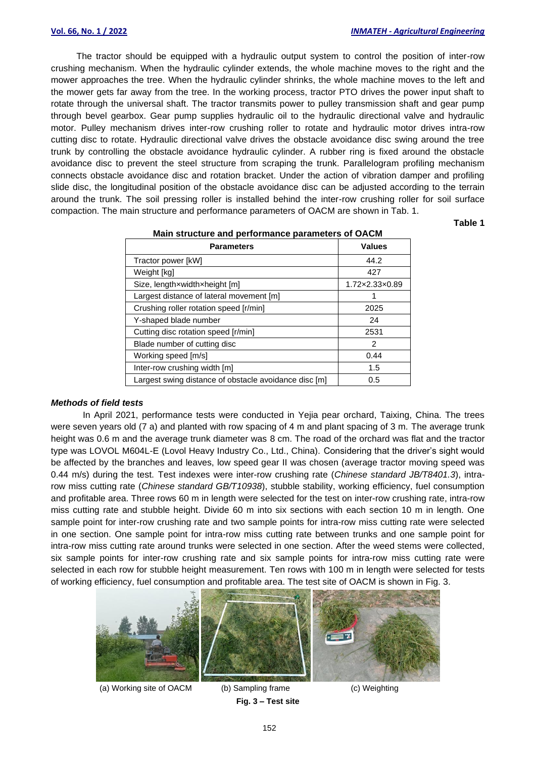The tractor should be equipped with a hydraulic output system to control the position of inter-row crushing mechanism. When the hydraulic cylinder extends, the whole machine moves to the right and the mower approaches the tree. When the hydraulic cylinder shrinks, the whole machine moves to the left and the mower gets far away from the tree. In the working process, tractor PTO drives the power input shaft to rotate through the universal shaft. The tractor transmits power to pulley transmission shaft and gear pump through bevel gearbox. Gear pump supplies hydraulic oil to the hydraulic directional valve and hydraulic motor. Pulley mechanism drives inter-row crushing roller to rotate and hydraulic motor drives intra-row cutting disc to rotate. Hydraulic directional valve drives the obstacle avoidance disc swing around the tree trunk by controlling the obstacle avoidance hydraulic cylinder. A rubber ring is fixed around the obstacle avoidance disc to prevent the steel structure from scraping the trunk. Parallelogram profiling mechanism connects obstacle avoidance disc and rotation bracket. Under the action of vibration damper and profiling slide disc, the longitudinal position of the obstacle avoidance disc can be adjusted according to the terrain around the trunk. The soil pressing roller is installed behind the inter-row crushing roller for soil surface compaction. The main structure and performance parameters of OACM are shown in Tab. 1.

**Table 1**

**Main structure and performance parameters of OACM**

| Parameters | Values |
|---|---|
| Tractor power [kW] | 44.2 |
| Weight [kg] | 427 |
| Size, length×width×height [m] | 1.72×2.33×0.89 |
| Largest distance of lateral movement [m] | 1 |
| Crushing roller rotation speed [r/min] | 2025 |
| Y-shaped blade number | 24 |
| Cutting disc rotation speed [r/min] | 2531 |
| Blade number of cutting disc | 2 |
| Working speed [m/s] | 0.44 |
| Inter-row crushing width [m] | 1.5 |
| Largest swing distance of obstacle avoidance disc [m] | 0.5 |

***Methods of field tests***

In April 2021, performance tests were conducted in Yejia pear orchard, Taixing, China. The trees were seven years old (7 a) and planted with row spacing of 4 m and plant spacing of 3 m. The average trunk height was 0.6 m and the average trunk diameter was 8 cm. The road of the orchard was flat and the tractor type was LOVOL M604L-E (Lovol Heavy Industry Co., Ltd., China). Considering that the driver's sight would be affected by the branches and leaves, low speed gear II was chosen (average tractor moving speed was 0.44 m/s) during the test. Test indexes were inter-row crushing rate (*Chinese standard JB/T8401.3*), intra-row miss cutting rate (*Chinese standard GB/T10938*), stubble stability, working efficiency, fuel consumption and profitable area. Three rows 60 m in length were selected for the test on inter-row crushing rate, intra-row miss cutting rate and stubble height. Divide 60 m into six sections with each section 10 m in length. One sample point for inter-row crushing rate and two sample points for intra-row miss cutting rate were selected in one section. One sample point for intra-row miss cutting rate between trunks and one sample point for intra-row miss cutting rate around trunks were selected in one section. After the weed stems were collected, six sample points for inter-row crushing rate and six sample points for intra-row miss cutting rate were selected in each row for stubble height measurement. Ten rows with 100 m in length were selected for tests of working efficiency, fuel consumption and profitable area. The test site of OACM is shown in Fig. 3.

(a) Working site of OACM (b) Sampling frame (c) Weighting

**Fig. 3 – Test site**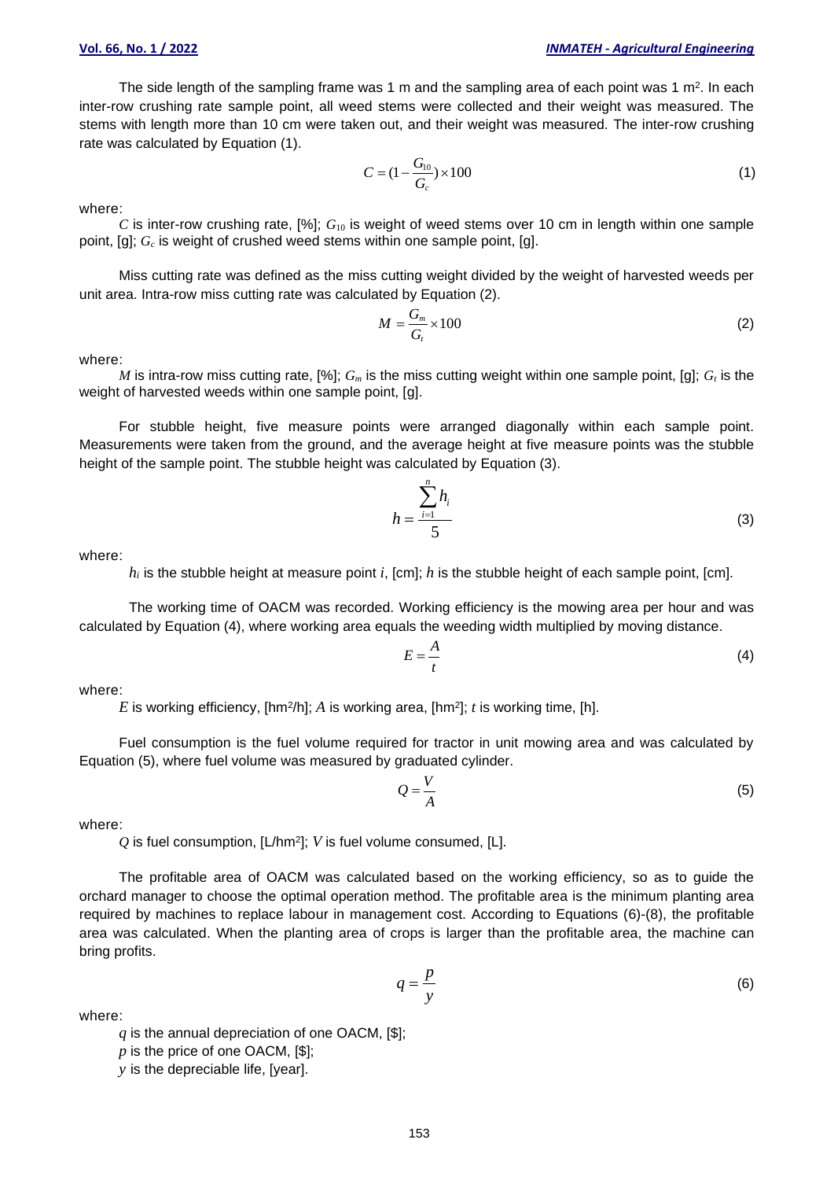The side length of the sampling frame was 1 m and the sampling area of each point was 1 m$^2$. In each inter-row crushing rate sample point, all weed stems were collected and their weight was measured. The stems with length more than 10 cm were taken out, and their weight was measured. The inter-row crushing rate was calculated by Equation (1).

$$C = (1 - \frac{G_{10}}{G_c}) \times 100 \tag{1}$$

where:

$C$ is inter-row crushing rate, [%]; $G_{10}$ is weight of weed stems over 10 cm in length within one sample point, [g]; $G_c$ is weight of crushed weed stems within one sample point, [g].

Miss cutting rate was defined as the miss cutting weight divided by the weight of harvested weeds per unit area. Intra-row miss cutting rate was calculated by Equation (2).

$$M = \frac{G_m}{G_t} \times 100 \tag{2}$$

where:

$M$ is intra-row miss cutting rate, [%]; $G_m$ is the miss cutting weight within one sample point, [g]; $G_t$ is the weight of harvested weeds within one sample point, [g].

For stubble height, five measure points were arranged diagonally within each sample point. Measurements were taken from the ground, and the average height at five measure points was the stubble height of the sample point. The stubble height was calculated by Equation (3).

$$h = \frac{\sum_{i=1}^{n} h_i}{5} \tag{3}$$

where:

$h_i$ is the stubble height at measure point $i$, [cm]; $h$ is the stubble height of each sample point, [cm].

The working time of OACM was recorded. Working efficiency is the mowing area per hour and was calculated by Equation (4), where working area equals the weeding width multiplied by moving distance.

$$E = \frac{A}{t} \tag{4}$$

where:

$E$ is working efficiency, [hm$^2$/h]; $A$ is working area, [hm$^2$]; $t$ is working time, [h].

Fuel consumption is the fuel volume required for tractor in unit mowing area and was calculated by Equation (5), where fuel volume was measured by graduated cylinder.

$$Q = \frac{V}{A} \tag{5}$$

where:

$Q$ is fuel consumption, [L/hm$^2$]; $V$ is fuel volume consumed, [L].

The profitable area of OACM was calculated based on the working efficiency, so as to guide the orchard manager to choose the optimal operation method. The profitable area is the minimum planting area required by machines to replace labour in management cost. According to Equations (6)-(8), the profitable area was calculated. When the planting area of crops is larger than the profitable area, the machine can bring profits.

$$q = \frac{p}{y} \tag{6}$$

where:

$q$ is the annual depreciation of one OACM, [$];

$p$ is the price of one OACM, [$];

$y$ is the depreciable life, [year].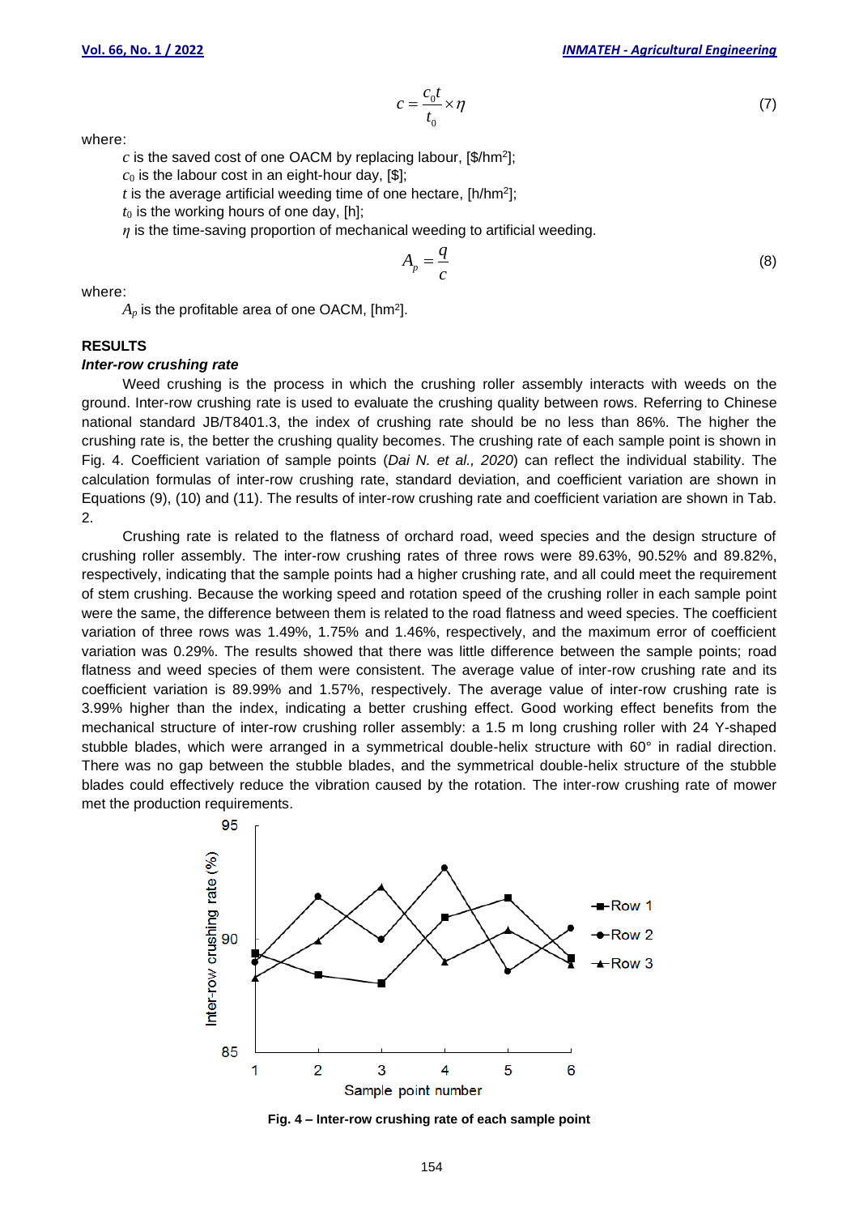$$c = \frac{c_0 t}{t_0} \times \eta \tag{7}$$

where:

$c$ is the saved cost of one OACM by replacing labour, [\$/hm$^2$];

$c_0$ is the labour cost in an eight-hour day, [\$];

$t$ is the average artificial weeding time of one hectare, [h/hm$^2$];

$t_0$ is the working hours of one day, [h];

$\eta$ is the time-saving proportion of mechanical weeding to artificial weeding.

$$A_p = \frac{q}{c} \tag{8}$$

where:

$A_p$ is the profitable area of one OACM, [hm$^2$].

## RESULTS

### *Inter-row crushing rate*

Weed crushing is the process in which the crushing roller assembly interacts with weeds on the ground. Inter-row crushing rate is used to evaluate the crushing quality between rows. Referring to Chinese national standard JB/T8401.3, the index of crushing rate should be no less than 86%. The higher the crushing rate is, the better the crushing quality becomes. The crushing rate of each sample point is shown in Fig. 4. Coefficient variation of sample points (*Dai N. et al., 2020*) can reflect the individual stability. The calculation formulas of inter-row crushing rate, standard deviation, and coefficient variation are shown in Equations (9), (10) and (11). The results of inter-row crushing rate and coefficient variation are shown in Tab. 2.

Crushing rate is related to the flatness of orchard road, weed species and the design structure of crushing roller assembly. The inter-row crushing rates of three rows were 89.63%, 90.52% and 89.82%, respectively, indicating that the sample points had a higher crushing rate, and all could meet the requirement of stem crushing. Because the working speed and rotation speed of the crushing roller in each sample point were the same, the difference between them is related to the road flatness and weed species. The coefficient variation of three rows was 1.49%, 1.75% and 1.46%, respectively, and the maximum error of coefficient variation was 0.29%. The results showed that there was little difference between the sample points; road flatness and weed species of them were consistent. The average value of inter-row crushing rate and its coefficient variation is 89.99% and 1.57%, respectively. The average value of inter-row crushing rate is 3.99% higher than the index, indicating a better crushing effect. Good working effect benefits from the mechanical structure of inter-row crushing roller assembly: a 1.5 m long crushing roller with 24 Y-shaped stubble blades, which were arranged in a symmetrical double-helix structure with 60° in radial direction. There was no gap between the stubble blades, and the symmetrical double-helix structure of the stubble blades could effectively reduce the vibration caused by the rotation. The inter-row crushing rate of mower met the production requirements.

**Fig. 4 – Inter-row crushing rate of each sample point**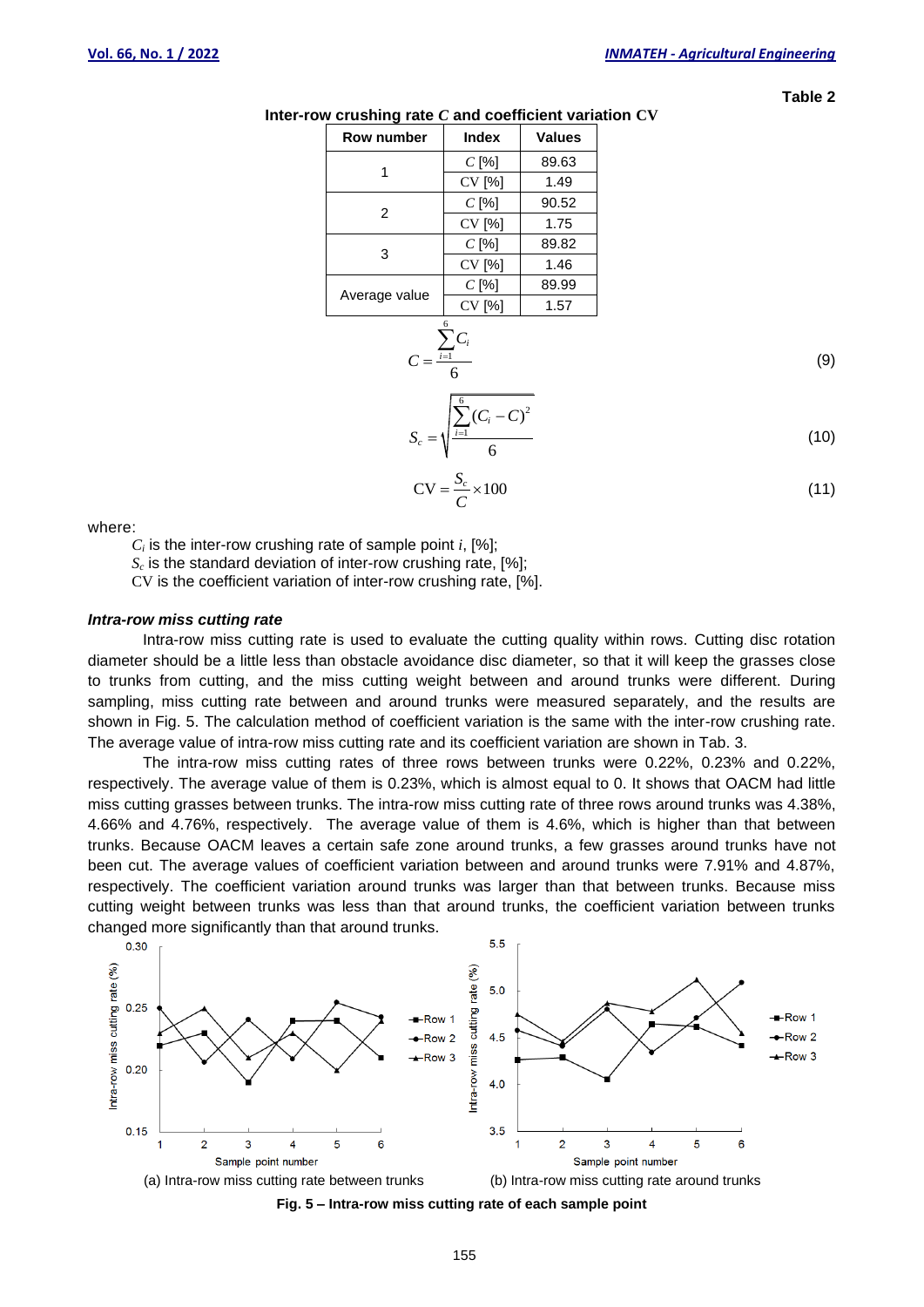**Table 2**

**Inter-row crushing rate $C$ and coefficient variation CV**

| Row number | Index | Values |
|---|---|---|
| 1 | $C$ [%] | 89.63 |
| | CV [%] | 1.49 |
| 2 | $C$ [%] | 90.52 |
| | CV [%] | 1.75 |
| 3 | $C$ [%] | 89.82 |
| | CV [%] | 1.46 |
| Average value | $C$ [%] | 89.99 |
| | CV [%] | 1.57 |

$$C = \frac{\sum_{i=1}^{6} C_i}{6} \tag{9}$$

$$S_c = \sqrt{\frac{\sum_{i=1}^{6} (C_i - C)^2}{6}} \tag{10}$$

$$\mathrm{CV} = \frac{S_c}{C} \times 100 \tag{11}$$

where:

$C_i$ is the inter-row crushing rate of sample point $i$, [%];

$S_c$ is the standard deviation of inter-row crushing rate, [%];

CV is the coefficient variation of inter-row crushing rate, [%].

### *Intra-row miss cutting rate*

Intra-row miss cutting rate is used to evaluate the cutting quality within rows. Cutting disc rotation diameter should be a little less than obstacle avoidance disc diameter, so that it will keep the grasses close to trunks from cutting, and the miss cutting weight between and around trunks were different. During sampling, miss cutting rate between and around trunks were measured separately, and the results are shown in Fig. 5. The calculation method of coefficient variation is the same with the inter-row crushing rate. The average value of intra-row miss cutting rate and its coefficient variation are shown in Tab. 3.

The intra-row miss cutting rates of three rows between trunks were 0.22%, 0.23% and 0.22%, respectively. The average value of them is 0.23%, which is almost equal to 0. It shows that OACM had little miss cutting grasses between trunks. The intra-row miss cutting rate of three rows around trunks was 4.38%, 4.66% and 4.76%, respectively. The average value of them is 4.6%, which is higher than that between trunks. Because OACM leaves a certain safe zone around trunks, a few grasses around trunks have not been cut. The average values of coefficient variation between and around trunks were 7.91% and 4.87%, respectively. The coefficient variation around trunks was larger than that between trunks. Because miss cutting weight between trunks was less than that around trunks, the coefficient variation between trunks changed more significantly than that around trunks.

(a) Intra-row miss cutting rate between trunks

(b) Intra-row miss cutting rate around trunks

**Fig. 5 – Intra-row miss cutting rate of each sample point**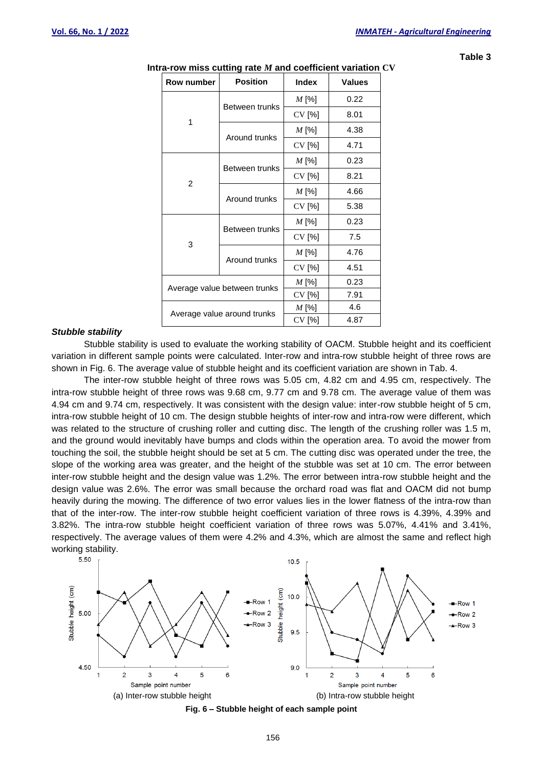Table 3

**Intra-row miss cutting rate $M$ and coefficient variation CV**

| Row number | Position | Index | Values |
|---|---|---|---|
| 1 | Between trunks | $M$ [%] | 0.22 |
| | | CV [%] | 8.01 |
| | Around trunks | $M$ [%] | 4.38 |
| | | CV [%] | 4.71 |
| 2 | Between trunks | $M$ [%] | 0.23 |
| | | CV [%] | 8.21 |
| | Around trunks | $M$ [%] | 4.66 |
| | | CV [%] | 5.38 |
| 3 | Between trunks | $M$ [%] | 0.23 |
| | | CV [%] | 7.5 |
| | Around trunks | $M$ [%] | 4.76 |
| | | CV [%] | 4.51 |
| Average value between trunks | | $M$ [%] | 0.23 |
| | | CV [%] | 7.91 |
| Average value around trunks | | $M$ [%] | 4.6 |
| | | CV [%] | 4.87 |

***Stubble stability***

Stubble stability is used to evaluate the working stability of OACM. Stubble height and its coefficient variation in different sample points were calculated. Inter-row and intra-row stubble height of three rows are shown in Fig. 6. The average value of stubble height and its coefficient variation are shown in Tab. 4.

The inter-row stubble height of three rows was 5.05 cm, 4.82 cm and 4.95 cm, respectively. The intra-row stubble height of three rows was 9.68 cm, 9.77 cm and 9.78 cm. The average value of them was 4.94 cm and 9.74 cm, respectively. It was consistent with the design value: inter-row stubble height of 5 cm, intra-row stubble height of 10 cm. The design stubble heights of inter-row and intra-row were different, which was related to the structure of crushing roller and cutting disc. The length of the crushing roller was 1.5 m, and the ground would inevitably have bumps and clods within the operation area. To avoid the mower from touching the soil, the stubble height should be set at 5 cm. The cutting disc was operated under the tree, the slope of the working area was greater, and the height of the stubble was set at 10 cm. The error between inter-row stubble height and the design value was 1.2%. The error between intra-row stubble height and the design value was 2.6%. The error was small because the orchard road was flat and OACM did not bump heavily during the mowing. The difference of two error values lies in the lower flatness of the intra-row than that of the inter-row. The inter-row stubble height coefficient variation of three rows is 4.39%, 4.39% and 3.82%. The intra-row stubble height coefficient variation of three rows was 5.07%, 4.41% and 3.41%, respectively. The average values of them were 4.2% and 4.3%, which are almost the same and reflect high working stability.

(a) Inter-row stubble height (b) Intra-row stubble height

**Fig. 6 – Stubble height of each sample point**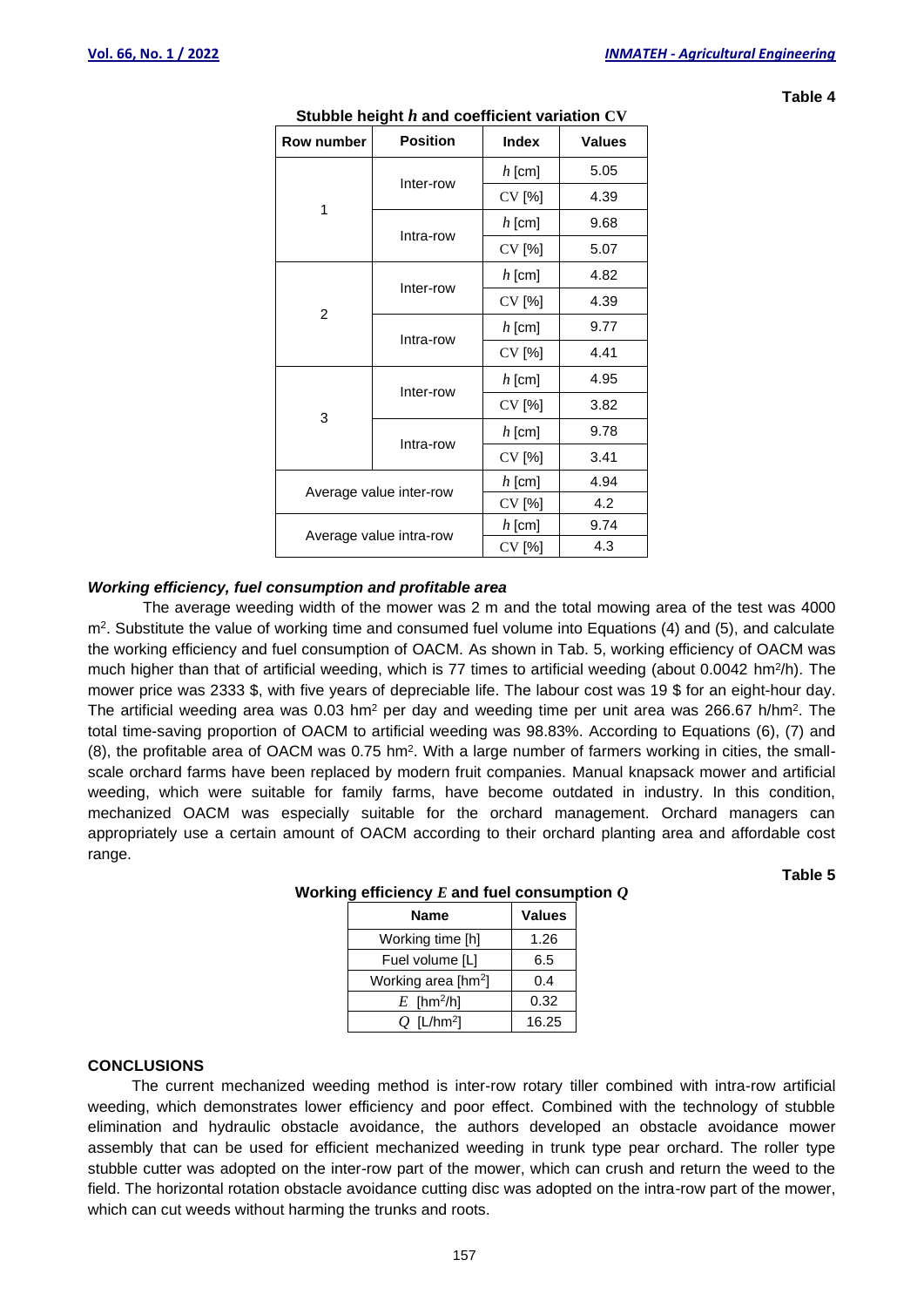Table 4

**Stubble height $h$ and coefficient variation CV**

| Row number | Position | Index | Values |
|---|---|---|---|
| 1 | Inter-row | $h$ [cm] | 5.05 |
| | | CV [%] | 4.39 |
| | Intra-row | $h$ [cm] | 9.68 |
| | | CV [%] | 5.07 |
| 2 | Inter-row | $h$ [cm] | 4.82 |
| | | CV [%] | 4.39 |
| | Intra-row | $h$ [cm] | 9.77 |
| | | CV [%] | 4.41 |
| 3 | Inter-row | $h$ [cm] | 4.95 |
| | | CV [%] | 3.82 |
| | Intra-row | $h$ [cm] | 9.78 |
| | | CV [%] | 3.41 |
| Average value inter-row | | $h$ [cm] | 4.94 |
| | | CV [%] | 4.2 |
| Average value intra-row | | $h$ [cm] | 9.74 |
| | | CV [%] | 4.3 |

***Working efficiency, fuel consumption and profitable area***

The average weeding width of the mower was 2 m and the total mowing area of the test was 4000 m$^2$. Substitute the value of working time and consumed fuel volume into Equations (4) and (5), and calculate the working efficiency and fuel consumption of OACM. As shown in Tab. 5, working efficiency of OACM was much higher than that of artificial weeding, which is 77 times to artificial weeding (about 0.0042 hm$^2$/h). The mower price was 2333 $, with five years of depreciable life. The labour cost was 19 $ for an eight-hour day. The artificial weeding area was 0.03 hm$^2$ per day and weeding time per unit area was 266.67 h/hm$^2$. The total time-saving proportion of OACM to artificial weeding was 98.83%. According to Equations (6), (7) and (8), the profitable area of OACM was 0.75 hm$^2$. With a large number of farmers working in cities, the small-scale orchard farms have been replaced by modern fruit companies. Manual knapsack mower and artificial weeding, which were suitable for family farms, have become outdated in industry. In this condition, mechanized OACM was especially suitable for the orchard management. Orchard managers can appropriately use a certain amount of OACM according to their orchard planting area and affordable cost range.

Table 5

**Working efficiency $E$ and fuel consumption $Q$**

| Name | Values |
|---|---|
| Working time [h] | 1.26 |
| Fuel volume [L] | 6.5 |
| Working area [hm$^2$] | 0.4 |
| $E$ [hm$^2$/h] | 0.32 |
| $Q$ [L/hm$^2$] | 16.25 |

## CONCLUSIONS

The current mechanized weeding method is inter-row rotary tiller combined with intra-row artificial weeding, which demonstrates lower efficiency and poor effect. Combined with the technology of stubble elimination and hydraulic obstacle avoidance, the authors developed an obstacle avoidance mower assembly that can be used for efficient mechanized weeding in trunk type pear orchard. The roller type stubble cutter was adopted on the inter-row part of the mower, which can crush and return the weed to the field. The horizontal rotation obstacle avoidance cutting disc was adopted on the intra-row part of the mower, which can cut weeds without harming the trunks and roots.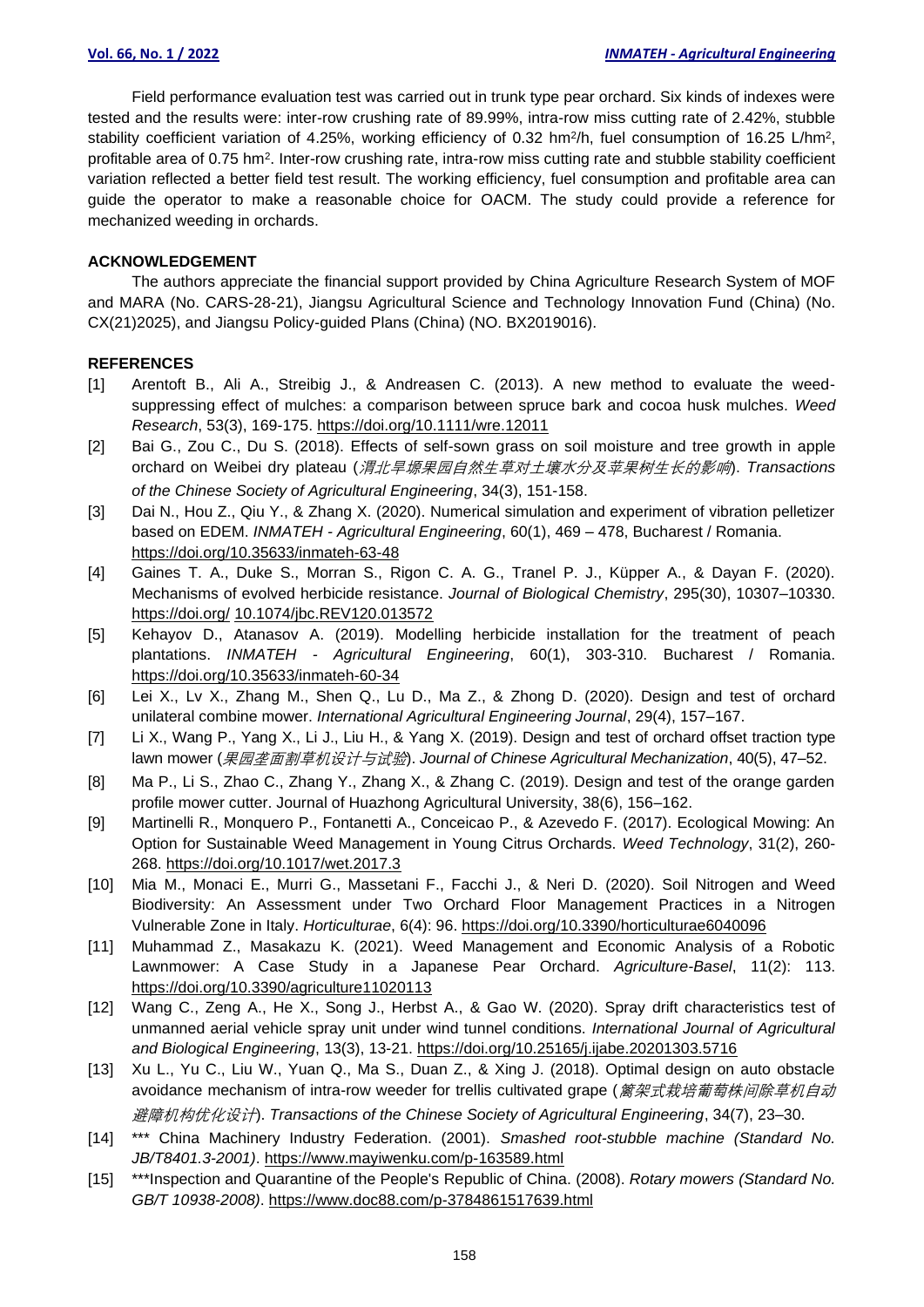Field performance evaluation test was carried out in trunk type pear orchard. Six kinds of indexes were tested and the results were: inter-row crushing rate of 89.99%, intra-row miss cutting rate of 2.42%, stubble stability coefficient variation of 4.25%, working efficiency of 0.32 $hm^2/h$, fuel consumption of 16.25 $L/hm^2$, profitable area of 0.75 $hm^2$. Inter-row crushing rate, intra-row miss cutting rate and stubble stability coefficient variation reflected a better field test result. The working efficiency, fuel consumption and profitable area can guide the operator to make a reasonable choice for OACM. The study could provide a reference for mechanized weeding in orchards.

## ACKNOWLEDGEMENT

The authors appreciate the financial support provided by China Agriculture Research System of MOF and MARA (No. CARS-28-21), Jiangsu Agricultural Science and Technology Innovation Fund (China) (No. CX(21)2025), and Jiangsu Policy-guided Plans (China) (NO. BX2019016).

## REFERENCES

[1] Arentoft B., Ali A., Streibig J., & Andreasen C. (2013). A new method to evaluate the weed-suppressing effect of mulches: a comparison between spruce bark and cocoa husk mulches. *Weed Research*, 53(3), 169-175. https://doi.org/10.1111/wre.12011

[2] Bai G., Zou C., Du S. (2018). Effects of self-sown grass on soil moisture and tree growth in apple orchard on Weibei dry plateau (*渭北旱塬果园自然生草对土壤水分及苹果树生长的影响*). *Transactions of the Chinese Society of Agricultural Engineering*, 34(3), 151-158.

[3] Dai N., Hou Z., Qiu Y., & Zhang X. (2020). Numerical simulation and experiment of vibration pelletizer based on EDEM. *INMATEH - Agricultural Engineering*, 60(1), 469 – 478, Bucharest / Romania. https://doi.org/10.35633/inmateh-63-48

[4] Gaines T. A., Duke S., Morran S., Rigon C. A. G., Tranel P. J., Küpper A., & Dayan F. (2020). Mechanisms of evolved herbicide resistance. *Journal of Biological Chemistry*, 295(30), 10307–10330. https://doi.org/ 10.1074/jbc.REV120.013572

[5] Kehayov D., Atanasov A. (2019). Modelling herbicide installation for the treatment of peach plantations. *INMATEH - Agricultural Engineering*, 60(1), 303-310. Bucharest / Romania. https://doi.org/10.35633/inmateh-60-34

[6] Lei X., Lv X., Zhang M., Shen Q., Lu D., Ma Z., & Zhong D. (2020). Design and test of orchard unilateral combine mower. *International Agricultural Engineering Journal*, 29(4), 157–167.

[7] Li X., Wang P., Yang X., Li J., Liu H., & Yang X. (2019). Design and test of orchard offset traction type lawn mower (*果园垄面割草机设计与试验*). *Journal of Chinese Agricultural Mechanization*, 40(5), 47–52.

[8] Ma P., Li S., Zhao C., Zhang Y., Zhang X., & Zhang C. (2019). Design and test of the orange garden profile mower cutter. Journal of Huazhong Agricultural University, 38(6), 156–162.

[9] Martinelli R., Monquero P., Fontanetti A., Conceicao P., & Azevedo F. (2017). Ecological Mowing: An Option for Sustainable Weed Management in Young Citrus Orchards. *Weed Technology*, 31(2), 260-268. https://doi.org/10.1017/wet.2017.3

[10] Mia M., Monaci E., Murri G., Massetani F., Facchi J., & Neri D. (2020). Soil Nitrogen and Weed Biodiversity: An Assessment under Two Orchard Floor Management Practices in a Nitrogen Vulnerable Zone in Italy. *Horticulturae*, 6(4): 96. https://doi.org/10.3390/horticulturae6040096

[11] Muhammad Z., Masakazu K. (2021). Weed Management and Economic Analysis of a Robotic Lawnmower: A Case Study in a Japanese Pear Orchard. *Agriculture-Basel*, 11(2): 113. https://doi.org/10.3390/agriculture11020113

[12] Wang C., Zeng A., He X., Song J., Herbst A., & Gao W. (2020). Spray drift characteristics test of unmanned aerial vehicle spray unit under wind tunnel conditions. *International Journal of Agricultural and Biological Engineering*, 13(3), 13-21. https://doi.org/10.25165/j.ijabe.20201303.5716

[13] Xu L., Yu C., Liu W., Yuan Q., Ma S., Duan Z., & Xing J. (2018). Optimal design on auto obstacle avoidance mechanism of intra-row weeder for trellis cultivated grape (*篱架式栽培葡萄株间除草机自动避障机构优化设计*). *Transactions of the Chinese Society of Agricultural Engineering*, 34(7), 23–30.

[14] *** China Machinery Industry Federation. (2001). *Smashed root-stubble machine (Standard No. JB/T8401.3-2001)*. https://www.mayiwenku.com/p-163589.html

[15] ***Inspection and Quarantine of the People's Republic of China. (2008). *Rotary mowers (Standard No. GB/T 10938-2008)*. https://www.doc88.com/p-3784861517639.html